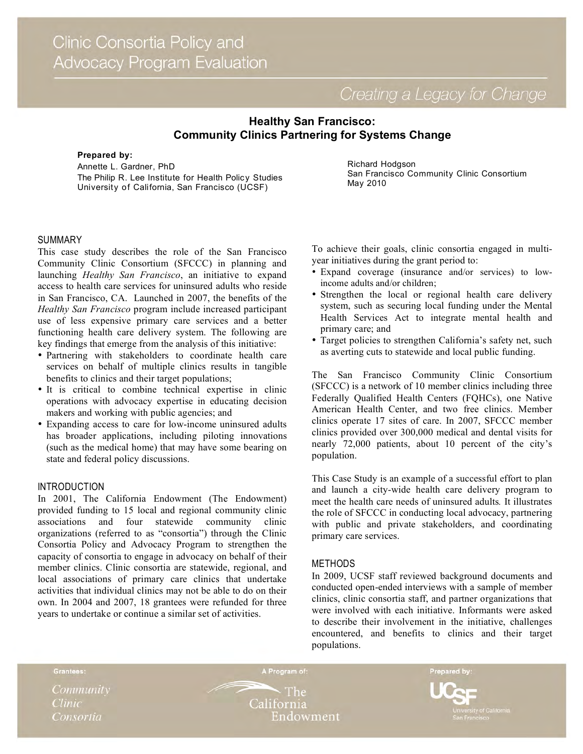# Clinic Consortia Policy and Advocacy Program Evaluation

*Creating a Legacy for Change*

## Healthy San Francisco: Community Clinics Partnering for Systems Change

**Prepared by:**
Annette L. Gardner, PhD
The Philip R. Lee Institute for Health Policy Studies
University of California, San Francisco (UCSF)

Richard Hodgson
San Francisco Community Clinic Consortium
May 2010

### SUMMARY

This case study describes the role of the San Francisco Community Clinic Consortium (SFCCC) in planning and launching *Healthy San Francisco*, an initiative to expand access to health care services for uninsured adults who reside in San Francisco, CA. Launched in 2007, the benefits of the *Healthy San Francisco* program include increased participant use of less expensive primary care services and a better functioning health care delivery system. The following are key findings that emerge from the analysis of this initiative:

- Partnering with stakeholders to coordinate health care services on behalf of multiple clinics results in tangible benefits to clinics and their target populations;
- It is critical to combine technical expertise in clinic operations with advocacy expertise in educating decision makers and working with public agencies; and
- Expanding access to care for low-income uninsured adults has broader applications, including piloting innovations (such as the medical home) that may have some bearing on state and federal policy discussions.

### INTRODUCTION

In 2001, The California Endowment (The Endowment) provided funding to 15 local and regional community clinic associations and four statewide community clinic organizations (referred to as "consortia") through the Clinic Consortia Policy and Advocacy Program to strengthen the capacity of consortia to engage in advocacy on behalf of their member clinics. Clinic consortia are statewide, regional, and local associations of primary care clinics that undertake activities that individual clinics may not be able to do on their own. In 2004 and 2007, 18 grantees were refunded for three years to undertake or continue a similar set of activities.

To achieve their goals, clinic consortia engaged in multi-year initiatives during the grant period to:

- Expand coverage (insurance and/or services) to low-income adults and/or children;
- Strengthen the local or regional health care delivery system, such as securing local funding under the Mental Health Services Act to integrate mental health and primary care; and
- Target policies to strengthen California's safety net, such as averting cuts to statewide and local public funding.

The San Francisco Community Clinic Consortium (SFCCC) is a network of 10 member clinics including three Federally Qualified Health Centers (FQHCs), one Native American Health Center, and two free clinics. Member clinics operate 17 sites of care. In 2007, SFCCC member clinics provided over 300,000 medical and dental visits for nearly 72,000 patients, about 10 percent of the city's population.

This Case Study is an example of a successful effort to plan and launch a city-wide health care delivery program to meet the health care needs of uninsured adults. It illustrates the role of SFCCC in conducting local advocacy, partnering with public and private stakeholders, and coordinating primary care services.

### METHODS

In 2009, UCSF staff reviewed background documents and conducted open-ended interviews with a sample of member clinics, clinic consortia staff, and partner organizations that were involved with each initiative. Informants were asked to describe their involvement in the initiative, challenges encountered, and benefits to clinics and their target populations.

Grantees: *Community Clinic Consortia* | A Program of: The California Endowment | Prepared by: UCSF University of California San Francisco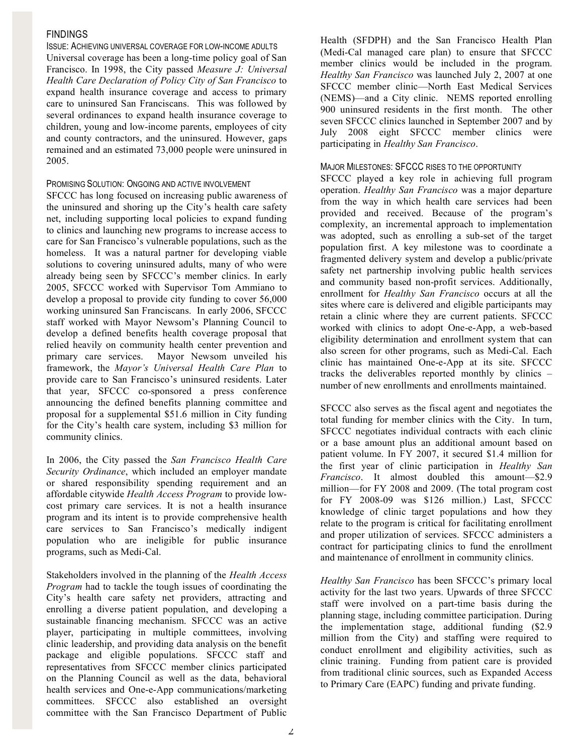## FINDINGS

### Issue: Achieving universal coverage for low-income adults

Universal coverage has been a long-time policy goal of San Francisco. In 1998, the City passed *Measure J: Universal Health Care Declaration of Policy City of San Francisco* to expand health insurance coverage and access to primary care to uninsured San Franciscans. This was followed by several ordinances to expand health insurance coverage to children, young and low-income parents, employees of city and county contractors, and the uninsured. However, gaps remained and an estimated 73,000 people were uninsured in 2005.

### Promising Solution: Ongoing and active involvement

SFCCC has long focused on increasing public awareness of the uninsured and shoring up the City's health care safety net, including supporting local policies to expand funding to clinics and launching new programs to increase access to care for San Francisco's vulnerable populations, such as the homeless. It was a natural partner for developing viable solutions to covering uninsured adults, many of who were already being seen by SFCCC's member clinics. In early 2005, SFCCC worked with Supervisor Tom Ammiano to develop a proposal to provide city funding to cover 56,000 working uninsured San Franciscans. In early 2006, SFCCC staff worked with Mayor Newsom's Planning Council to develop a defined benefits health coverage proposal that relied heavily on community health center prevention and primary care services. Mayor Newsom unveiled his framework, the *Mayor's Universal Health Care Plan* to provide care to San Francisco's uninsured residents. Later that year, SFCCC co-sponsored a press conference announcing the defined benefits planning committee and proposal for a supplemental $51.6 million in City funding for the City's health care system, including $3 million for community clinics.

In 2006, the City passed the *San Francisco Health Care Security Ordinance*, which included an employer mandate or shared responsibility spending requirement and an affordable citywide *Health Access Program* to provide low-cost primary care services. It is not a health insurance program and its intent is to provide comprehensive health care services to San Francisco's medically indigent population who are ineligible for public insurance programs, such as Medi-Cal.

Stakeholders involved in the planning of the *Health Access Program* had to tackle the tough issues of coordinating the City's health care safety net providers, attracting and enrolling a diverse patient population, and developing a sustainable financing mechanism. SFCCC was an active player, participating in multiple committees, involving clinic leadership, and providing data analysis on the benefit package and eligible populations. SFCCC staff and representatives from SFCCC member clinics participated on the Planning Council as well as the data, behavioral health services and One-e-App communications/marketing committees. SFCCC also established an oversight committee with the San Francisco Department of Public Health (SFDPH) and the San Francisco Health Plan (Medi-Cal managed care plan) to ensure that SFCCC member clinics would be included in the program. *Healthy San Francisco* was launched July 2, 2007 at one SFCCC member clinic—North East Medical Services (NEMS)—and a City clinic. NEMS reported enrolling 900 uninsured residents in the first month. The other seven SFCCC clinics launched in September 2007 and by July 2008 eight SFCCC member clinics were participating in *Healthy San Francisco*.

### Major Milestones: SFCCC rises to the opportunity

SFCCC played a key role in achieving full program operation. *Healthy San Francisco* was a major departure from the way in which health care services had been provided and received. Because of the program's complexity, an incremental approach to implementation was adopted, such as enrolling a sub-set of the target population first. A key milestone was to coordinate a fragmented delivery system and develop a public/private safety net partnership involving public health services and community based non-profit services. Additionally, enrollment for *Healthy San Francisco* occurs at all the sites where care is delivered and eligible participants may retain a clinic where they are current patients. SFCCC worked with clinics to adopt One-e-App, a web-based eligibility determination and enrollment system that can also screen for other programs, such as Medi-Cal. Each clinic has maintained One-e-App at its site. SFCCC tracks the deliverables reported monthly by clinics – number of new enrollments and enrollments maintained.

SFCCC also serves as the fiscal agent and negotiates the total funding for member clinics with the City. In turn, SFCCC negotiates individual contracts with each clinic or a base amount plus an additional amount based on patient volume. In FY 2007, it secured $1.4 million for the first year of clinic participation in *Healthy San Francisco*. It almost doubled this amount—$2.9 million—for FY 2008 and 2009. (The total program cost for FY 2008-09 was $126 million.) Last, SFCCC knowledge of clinic target populations and how they relate to the program is critical for facilitating enrollment and proper utilization of services. SFCCC administers a contract for participating clinics to fund the enrollment and maintenance of enrollment in community clinics.

*Healthy San Francisco* has been SFCCC's primary local activity for the last two years. Upwards of three SFCCC staff were involved on a part-time basis during the planning stage, including committee participation. During the implementation stage, additional funding ($2.9 million from the City) and staffing were required to conduct enrollment and eligibility activities, such as clinic training. Funding from patient care is provided from traditional clinic sources, such as Expanded Access to Primary Care (EAPC) funding and private funding.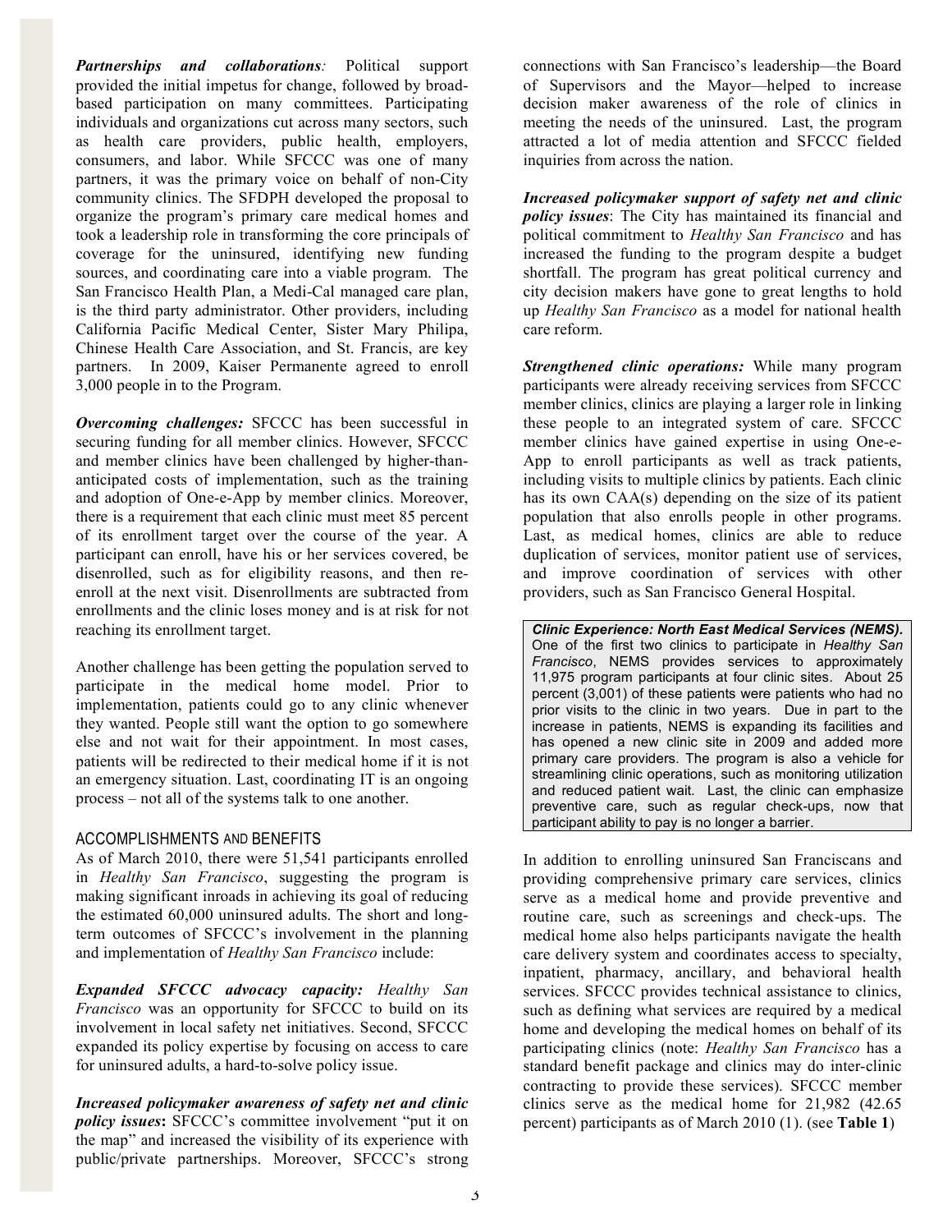***Partnerships and collaborations:*** Political support provided the initial impetus for change, followed by broad-based participation on many committees. Participating individuals and organizations cut across many sectors, such as health care providers, public health, employers, consumers, and labor. While SFCCC was one of many partners, it was the primary voice on behalf of non-City community clinics. The SFDPH developed the proposal to organize the program's primary care medical homes and took a leadership role in transforming the core principals of coverage for the uninsured, identifying new funding sources, and coordinating care into a viable program. The San Francisco Health Plan, a Medi-Cal managed care plan, is the third party administrator. Other providers, including California Pacific Medical Center, Sister Mary Philipa, Chinese Health Care Association, and St. Francis, are key partners. In 2009, Kaiser Permanente agreed to enroll 3,000 people in to the Program.

***Overcoming challenges:*** SFCCC has been successful in securing funding for all member clinics. However, SFCCC and member clinics have been challenged by higher-than-anticipated costs of implementation, such as the training and adoption of One-e-App by member clinics. Moreover, there is a requirement that each clinic must meet 85 percent of its enrollment target over the course of the year. A participant can enroll, have his or her services covered, be disenrolled, such as for eligibility reasons, and then re-enroll at the next visit. Disenrollments are subtracted from enrollments and the clinic loses money and is at risk for not reaching its enrollment target.

Another challenge has been getting the population served to participate in the medical home model. Prior to implementation, patients could go to any clinic whenever they wanted. People still want the option to go somewhere else and not wait for their appointment. In most cases, patients will be redirected to their medical home if it is not an emergency situation. Last, coordinating IT is an ongoing process – not all of the systems talk to one another.

## ACCOMPLISHMENTS AND BENEFITS

As of March 2010, there were 51,541 participants enrolled in *Healthy San Francisco*, suggesting the program is making significant inroads in achieving its goal of reducing the estimated 60,000 uninsured adults. The short and long-term outcomes of SFCCC's involvement in the planning and implementation of *Healthy San Francisco* include:

***Expanded SFCCC advocacy capacity:*** *Healthy San Francisco* was an opportunity for SFCCC to build on its involvement in local safety net initiatives. Second, SFCCC expanded its policy expertise by focusing on access to care for uninsured adults, a hard-to-solve policy issue.

***Increased policymaker awareness of safety net and clinic policy issues*****:** SFCCC's committee involvement "put it on the map" and increased the visibility of its experience with public/private partnerships. Moreover, SFCCC's strong connections with San Francisco's leadership—the Board of Supervisors and the Mayor—helped to increase decision maker awareness of the role of clinics in meeting the needs of the uninsured. Last, the program attracted a lot of media attention and SFCCC fielded inquiries from across the nation.

***Increased policymaker support of safety net and clinic policy issues***: The City has maintained its financial and political commitment to *Healthy San Francisco* and has increased the funding to the program despite a budget shortfall. The program has great political currency and city decision makers have gone to great lengths to hold up *Healthy San Francisco* as a model for national health care reform.

***Strengthened clinic operations:*** While many program participants were already receiving services from SFCCC member clinics, clinics are playing a larger role in linking these people to an integrated system of care. SFCCC member clinics have gained expertise in using One-e-App to enroll participants as well as track patients, including visits to multiple clinics by patients. Each clinic has its own CAA(s) depending on the size of its patient population that also enrolls people in other programs. Last, as medical homes, clinics are able to reduce duplication of services, monitor patient use of services, and improve coordination of services with other providers, such as San Francisco General Hospital.

> ***Clinic Experience: North East Medical Services (NEMS).*** One of the first two clinics to participate in *Healthy San Francisco*, NEMS provides services to approximately 11,975 program participants at four clinic sites. About 25 percent (3,001) of these patients were patients who had no prior visits to the clinic in two years. Due in part to the increase in patients, NEMS is expanding its facilities and has opened a new clinic site in 2009 and added more primary care providers. The program is also a vehicle for streamlining clinic operations, such as monitoring utilization and reduced patient wait. Last, the clinic can emphasize preventive care, such as regular check-ups, now that participant ability to pay is no longer a barrier.

In addition to enrolling uninsured San Franciscans and providing comprehensive primary care services, clinics serve as a medical home and provide preventive and routine care, such as screenings and check-ups. The medical home also helps participants navigate the health care delivery system and coordinates access to specialty, inpatient, pharmacy, ancillary, and behavioral health services. SFCCC provides technical assistance to clinics, such as defining what services are required by a medical home and developing the medical homes on behalf of its participating clinics (note: *Healthy San Francisco* has a standard benefit package and clinics may do inter-clinic contracting to provide these services). SFCCC member clinics serve as the medical home for 21,982 (42.65 percent) participants as of March 2010 (1). (see **Table 1**)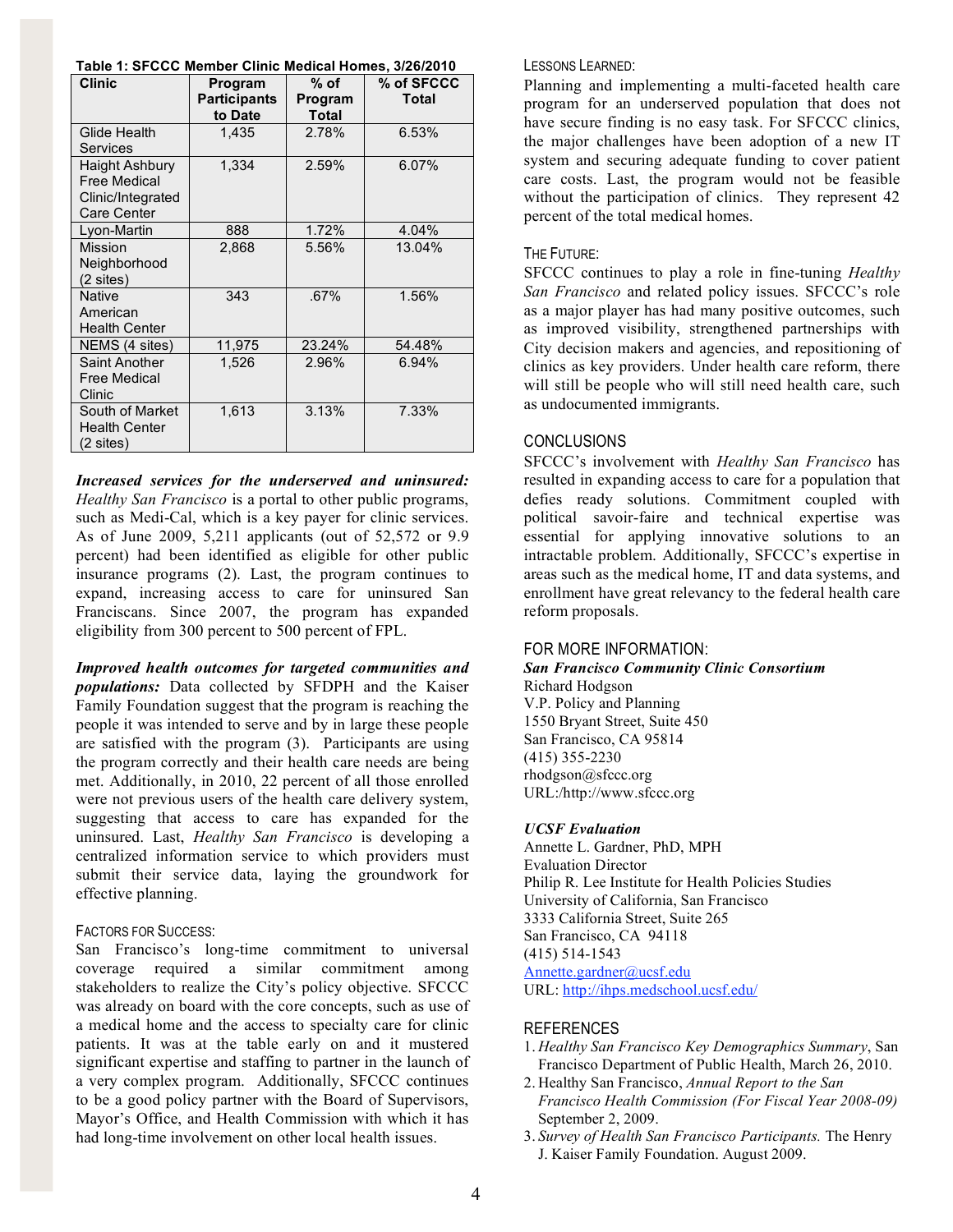**Table 1: SFCCC Member Clinic Medical Homes, 3/26/2010**

| Clinic | Program Participants to Date | % of Program Total | % of SFCCC Total |
|---|---|---|---|
| Glide Health Services | 1,435 | 2.78% | 6.53% |
| Haight Ashbury Free Medical Clinic/Integrated Care Center | 1,334 | 2.59% | 6.07% |
| Lyon-Martin | 888 | 1.72% | 4.04% |
| Mission Neighborhood (2 sites) | 2,868 | 5.56% | 13.04% |
| Native American Health Center | 343 | .67% | 1.56% |
| NEMS (4 sites) | 11,975 | 23.24% | 54.48% |
| Saint Another Free Medical Clinic | 1,526 | 2.96% | 6.94% |
| South of Market Health Center (2 sites) | 1,613 | 3.13% | 7.33% |

***Increased services for the underserved and uninsured:*** *Healthy San Francisco* is a portal to other public programs, such as Medi-Cal, which is a key payer for clinic services. As of June 2009, 5,211 applicants (out of 52,572 or 9.9 percent) had been identified as eligible for other public insurance programs (2). Last, the program continues to expand, increasing access to care for uninsured San Franciscans. Since 2007, the program has expanded eligibility from 300 percent to 500 percent of FPL.

***Improved health outcomes for targeted communities and populations:*** Data collected by SFDPH and the Kaiser Family Foundation suggest that the program is reaching the people it was intended to serve and by in large these people are satisfied with the program (3). Participants are using the program correctly and their health care needs are being met. Additionally, in 2010, 22 percent of all those enrolled were not previous users of the health care delivery system, suggesting that access to care has expanded for the uninsured. Last, *Healthy San Francisco* is developing a centralized information service to which providers must submit their service data, laying the groundwork for effective planning.

### Factors for Success:

San Francisco's long-time commitment to universal coverage required a similar commitment among stakeholders to realize the City's policy objective. SFCCC was already on board with the core concepts, such as use of a medical home and the access to specialty care for clinic patients. It was at the table early on and it mustered significant expertise and staffing to partner in the launch of a very complex program. Additionally, SFCCC continues to be a good policy partner with the Board of Supervisors, Mayor's Office, and Health Commission with which it has had long-time involvement on other local health issues.

### Lessons Learned:

Planning and implementing a multi-faceted health care program for an underserved population that does not have secure finding is no easy task. For SFCCC clinics, the major challenges have been adoption of a new IT system and securing adequate funding to cover patient care costs. Last, the program would not be feasible without the participation of clinics. They represent 42 percent of the total medical homes.

### The Future:

SFCCC continues to play a role in fine-tuning *Healthy San Francisco* and related policy issues. SFCCC's role as a major player has had many positive outcomes, such as improved visibility, strengthened partnerships with City decision makers and agencies, and repositioning of clinics as key providers. Under health care reform, there will still be people who will still need health care, such as undocumented immigrants.

## CONCLUSIONS

SFCCC's involvement with *Healthy San Francisco* has resulted in expanding access to care for a population that defies ready solutions. Commitment coupled with political savoir-faire and technical expertise was essential for applying innovative solutions to an intractable problem. Additionally, SFCCC's expertise in areas such as the medical home, IT and data systems, and enrollment have great relevancy to the federal health care reform proposals.

## FOR MORE INFORMATION:

***San Francisco Community Clinic Consortium***
Richard Hodgson
V.P. Policy and Planning
1550 Bryant Street, Suite 450
San Francisco, CA 95814
(415) 355-2230
rhodgson@sfccc.org
URL:/http://www.sfccc.org

***UCSF Evaluation***
Annette L. Gardner, PhD, MPH
Evaluation Director
Philip R. Lee Institute for Health Policies Studies
University of California, San Francisco
3333 California Street, Suite 265
San Francisco, CA 94118
(415) 514-1543
Annette.gardner@ucsf.edu
URL: http://ihps.medschool.ucsf.edu/

## REFERENCES

1. *Healthy San Francisco Key Demographics Summary*, San Francisco Department of Public Health, March 26, 2010.
2. Healthy San Francisco, *Annual Report to the San Francisco Health Commission (For Fiscal Year 2008-09)* September 2, 2009.
3. *Survey of Health San Francisco Participants.* The Henry J. Kaiser Family Foundation. August 2009.